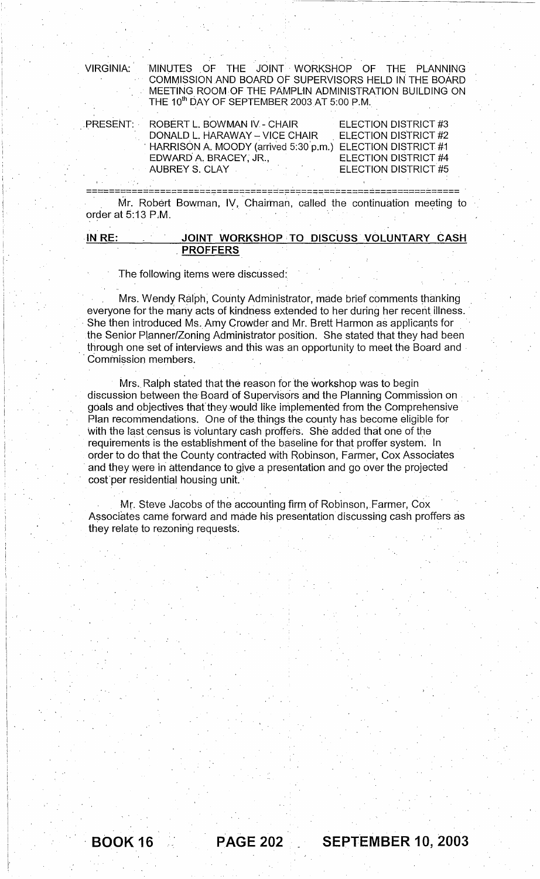VIRGINIA: MINUTES OF THE JOINT WORKSHOP OF THE PLANNING COMMISSION AND BOARD OF SUPERVISORS HELD IN THE BOARD MEETING ROOM OF THE PAMPLIN ADMINISTRATION BUILDING ON THE 10th DAY OF SEPTEMBER 2003 AT 5:00 P.M.

| PRESENT: | | |
|---|---|---|
| | ROBERT L. BOWMAN IV - CHAIR | ELECTION DISTRICT #3 |
| | DONALD L. HARAWAY – VICE CHAIR | ELECTION DISTRICT #2 |
| | HARRISON A. MOODY (arrived 5:30 p.m.) | ELECTION DISTRICT #1 |
| | EDWARD A. BRACEY, JR., | ELECTION DISTRICT #4 |
| | AUBREY S. CLAY | ELECTION DISTRICT #5 |

=================================================================

Mr. Robert Bowman, IV, Chairman, called the continuation meeting to order at 5:13 P.M.

**IN RE:** **JOINT WORKSHOP TO DISCUSS VOLUNTARY CASH PROFFERS**

The following items were discussed:

Mrs. Wendy Ralph, County Administrator, made brief comments thanking everyone for the many acts of kindness extended to her during her recent illness. She then introduced Ms. Amy Crowder and Mr. Brett Harmon as applicants for the Senior Planner/Zoning Administrator position. She stated that they had been through one set of interviews and this was an opportunity to meet the Board and Commission members.

Mrs. Ralph stated that the reason for the workshop was to begin discussion between the Board of Supervisors and the Planning Commission on goals and objectives that they would like implemented from the Comprehensive Plan recommendations. One of the things the county has become eligible for with the last census is voluntary cash proffers. She added that one of the requirements is the establishment of the baseline for that proffer system. In order to do that the County contracted with Robinson, Farmer, Cox Associates and they were in attendance to give a presentation and go over the projected cost per residential housing unit.

Mr. Steve Jacobs of the accounting firm of Robinson, Farmer, Cox Associates came forward and made his presentation discussing cash proffers as they relate to rezoning requests.

BOOK 16 PAGE 202 SEPTEMBER 10, 2003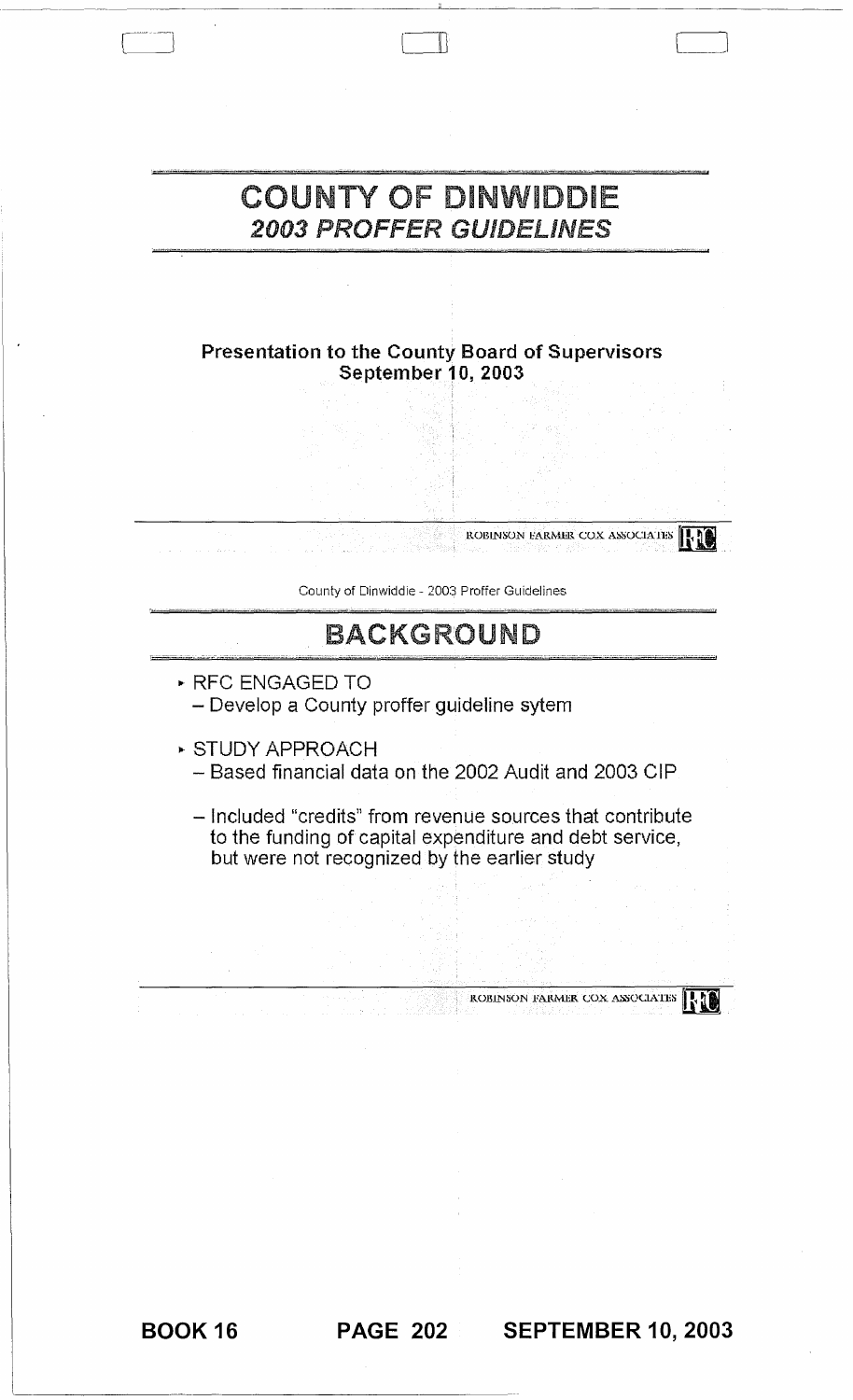# COUNTY OF DINWIDDIE
## *2003 PROFFER GUIDELINES*

**Presentation to the County Board of Supervisors**
**September 10, 2003**

ROBINSON FARMER COX ASSOCIATES

County of Dinwiddie - 2003 Proffer Guidelines

## BACKGROUND

- RFC ENGAGED TO
  - Develop a County proffer guideline sytem
- STUDY APPROACH
  - Based financial data on the 2002 Audit and 2003 CIP
  - Included "credits" from revenue sources that contribute to the funding of capital expenditure and debt service, but were not recognized by the earlier study

ROBINSON FARMER COX ASSOCIATES

BOOK 16 PAGE 202 SEPTEMBER 10, 2003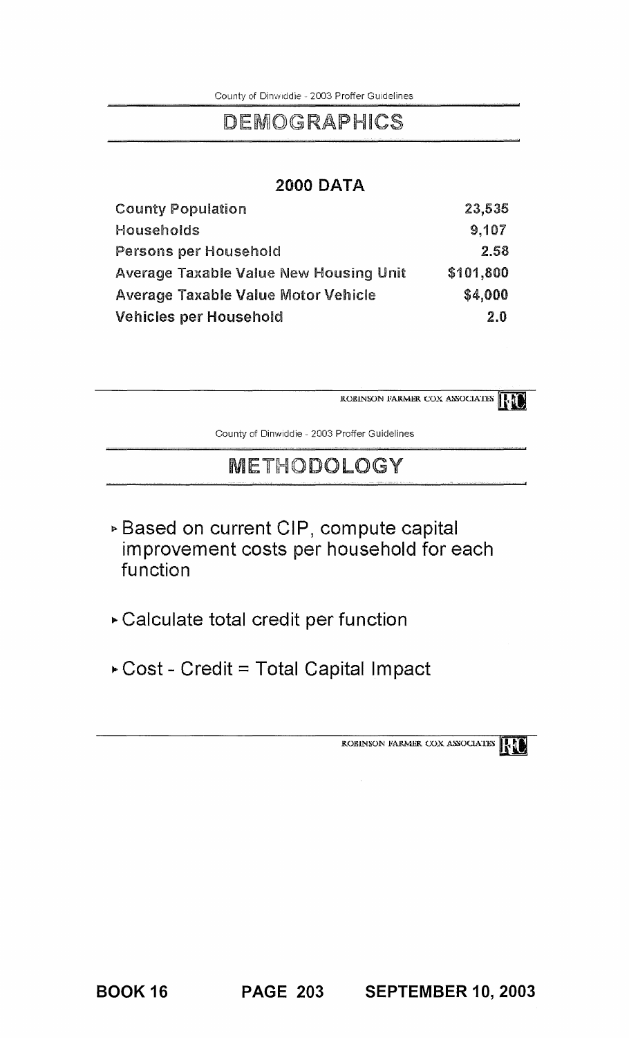## DEMOGRAPHICS

### 2000 DATA

| | |
|---|---|
| County Population | 23,535 |
| Households | 9,107 |
| Persons per Household | 2.58 |
| Average Taxable Value New Housing Unit | $101,800 |
| Average Taxable Value Motor Vehicle | $4,000 |
| Vehicles per Household | 2.0 |

ROBINSON FARMER COX ASSOCIATES

## METHODOLOGY

- Based on current CIP, compute capital improvement costs per household for each function
- Calculate total credit per function
- Cost - Credit = Total Capital Impact

ROBINSON FARMER COX ASSOCIATES

BOOK 16 PAGE 203 SEPTEMBER 10, 2003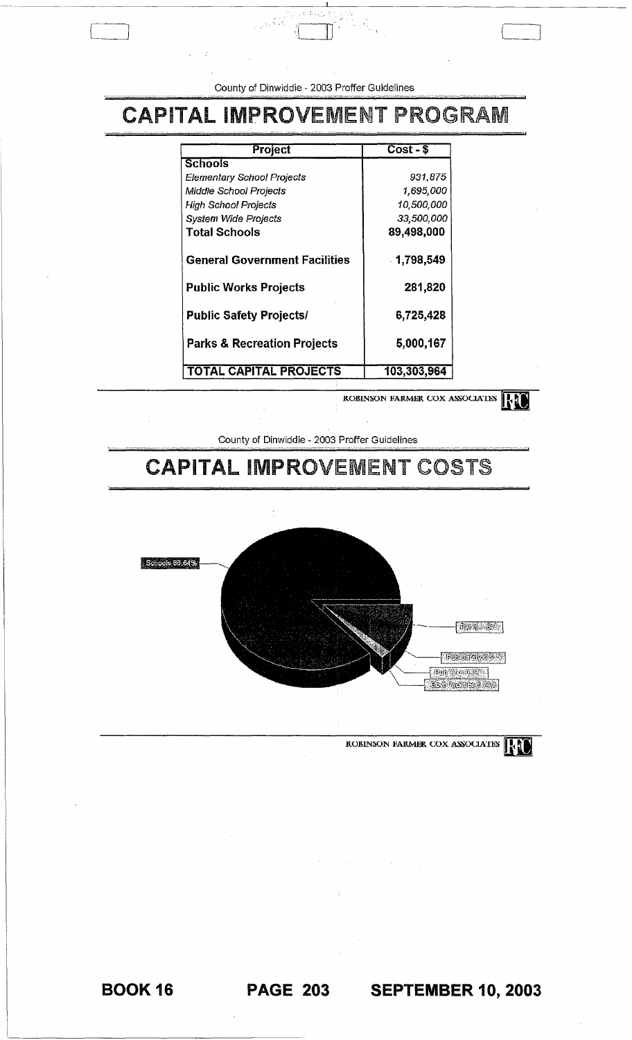County of Dinwiddie - 2003 Proffer Guidelines

# CAPITAL IMPROVEMENT PROGRAM

| Project | Cost - $ |
|---|---|
| **Schools** | |
| *Elementary School Projects* | *931,875* |
| *Middle School Projects* | *1,695,000* |
| *High School Projects* | *10,500,000* |
| *System Wide Projects* | *33,500,000* |
| **Total Schools** | **89,498,000** |
| **General Government Facilities** | **1,798,549** |
| **Public Works Projects** | **281,820** |
| **Public Safety Projects/** | **6,725,428** |
| **Parks & Recreation Projects** | **5,000,167** |
| **TOTAL CAPITAL PROJECTS** | **103,303,964** |

ROBINSON FARMER COX ASSOCIATES

County of Dinwiddie - 2003 Proffer Guidelines

# CAPITAL IMPROVEMENT COSTS

Schools 86.64%

ROBINSON FARMER COX ASSOCIATES

**BOOK 16 PAGE 203 SEPTEMBER 10, 2003**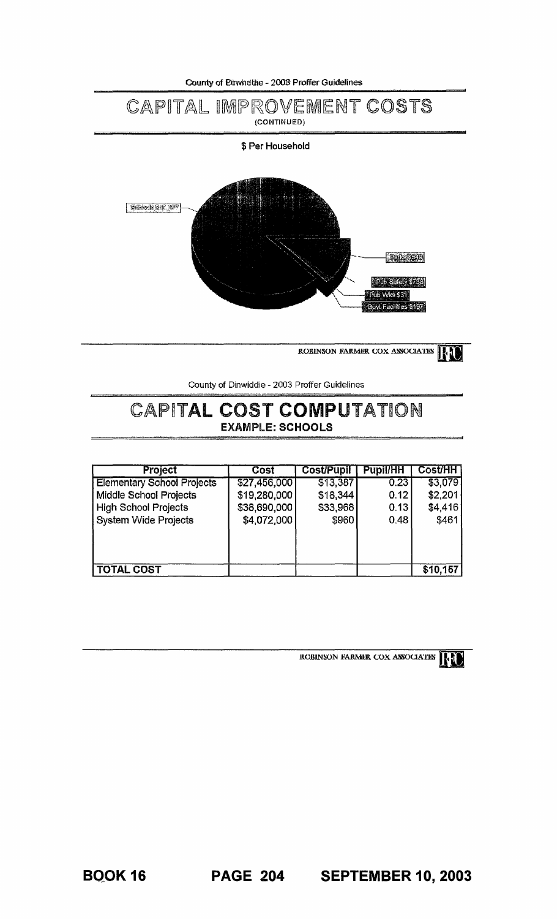# CAPITAL IMPROVEMENT COSTS

(CONTINUED)

$ Per Household

Schools $10,157

Parks $540

Pub Safety $738

Pub Wks $31

Govt Facilities $197

# CAPITAL COST COMPUTATION

## EXAMPLE: SCHOOLS

| Project | Cost | Cost/Pupil | Pupil/HH | Cost/HH |
|---|---|---|---|---|
| Elementary School Projects | $27,456,000 | $13,387 | 0.23 | $3,079 |
| Middle School Projects | $19,280,000 | $18,344 | 0.12 | $2,201 |
| High School Projects | $38,690,000 | $33,968 | 0.13 | $4,416 |
| System Wide Projects | $4,072,000 | $960 | 0.48 | $461 |
| TOTAL COST | | | | $10,157 |

ROBINSON FARMER COX ASSOCIATES

BOOK 16 PAGE 204 SEPTEMBER 10, 2003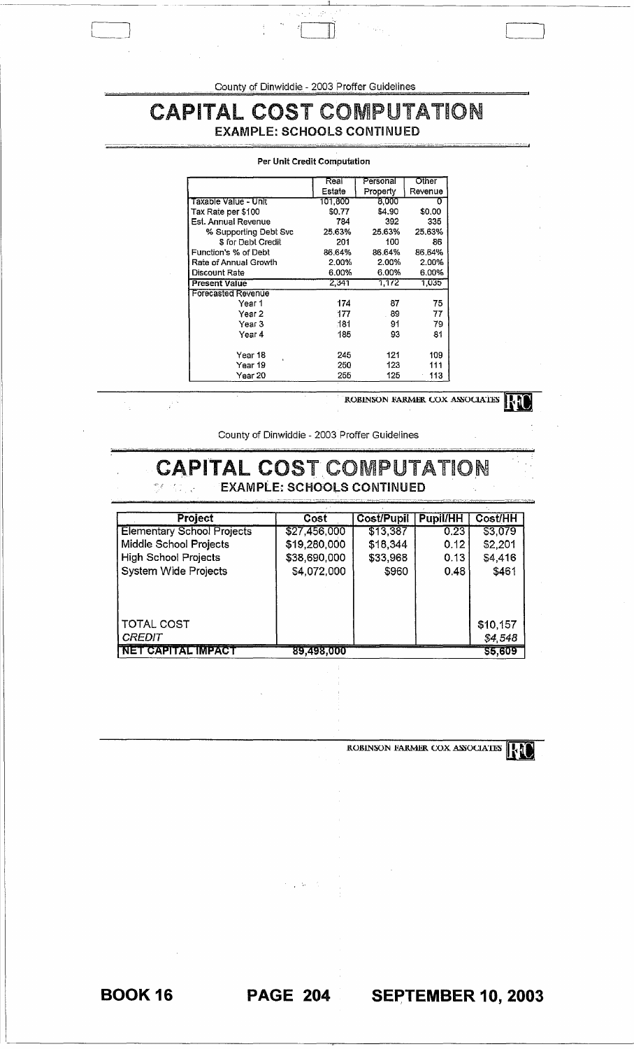# CAPITAL COST COMPUTATION

## EXAMPLE: SCHOOLS CONTINUED

**Per Unit Credit Computation**

| | Real Estate | Personal Property | Other Revenue |
|---|---|---|---|
| Taxable Value - Unit | 101,800 | 8,000 | 0 |
| Tax Rate per $100 | $0.77 | $4.90 | $0.00 |
| Est. Annual Revenue | 784 | 392 | 335 |
| % Supporting Debt Svc | 25.63% | 25.63% | 25.63% |
| $ for Debt Credit | 201 | 100 | 86 |
| Function's % of Debt | 86.64% | 86.64% | 86.64% |
| Rate of Annual Growth | 2.00% | 2.00% | 2.00% |
| Discount Rate | 6.00% | 6.00% | 6.00% |
| **Present Value** | 2,341 | 1,172 | 1,035 |
| Forecasted Revenue | | | |
| Year 1 | 174 | 87 | 75 |
| Year 2 | 177 | 89 | 77 |
| Year 3 | 181 | 91 | 79 |
| Year 4 | 185 | 93 | 81 |
| | | | |
| Year 18 | 245 | 121 | 109 |
| Year 19 | 250 | 123 | 111 |
| Year 20 | 255 | 125 | 113 |

ROBINSON FARMER COX ASSOCIATES

# CAPITAL COST COMPUTATION

## EXAMPLE: SCHOOLS CONTINUED

| Project | Cost | Cost/Pupil | Pupil/HH | Cost/HH |
|---|---|---|---|---|
| Elementary School Projects | $27,456,000 | $13,387 | 0.23 | $3,079 |
| Middle School Projects | $19,280,000 | $18,344 | 0.12 | $2,201 |
| High School Projects | $38,690,000 | $33,968 | 0.13 | $4,416 |
| System Wide Projects | $4,072,000 | $960 | 0.48 | $461 |
| | | | | |
| TOTAL COST | | | | $10,157 |
| *CREDIT* | | | | *$4,548* |
| **NET CAPITAL IMPACT** | 89,498,000 | | | $5,609 |

ROBINSON FARMER COX ASSOCIATES

BOOK 16 PAGE 204 SEPTEMBER 10, 2003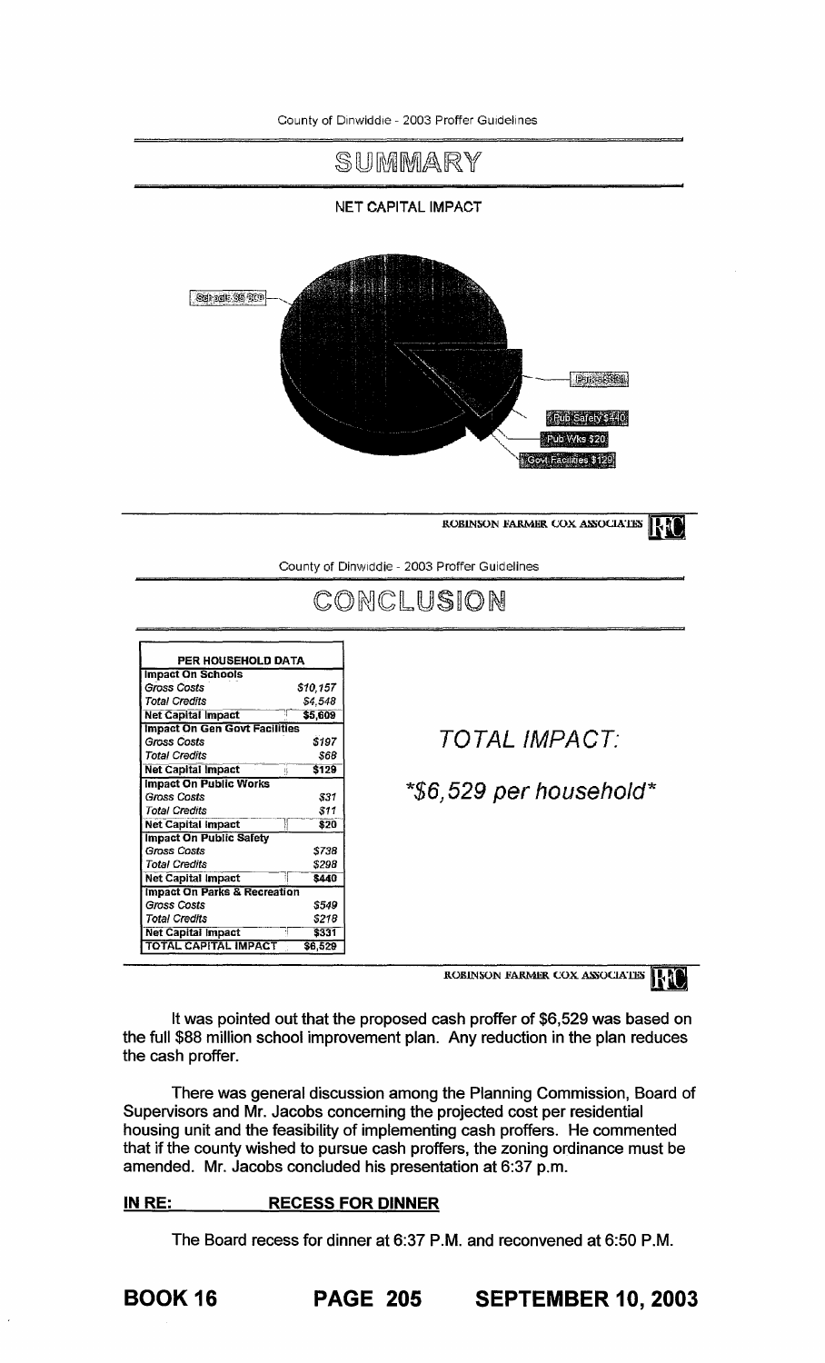County of Dinwiddie - 2003 Proffer Guidelines

# SUMMARY

NET CAPITAL IMPACT

Schools $5,609

Parks $331

Pub Safety $440

Pub Wks $20

Govt Facilities $129

ROBINSON FARMER COX ASSOCIATES

County of Dinwiddie - 2003 Proffer Guidelines

# CONCLUSION

| PER HOUSEHOLD DATA | |
|---|---|
| **Impact On Schools** | |
| *Gross Costs* | *$10,157* |
| *Total Credits* | *$4,548* |
| **Net Capital Impact** | **$5,609** |
| **Impact On Gen Govt Facilities** | |
| *Gross Costs* | *$197* |
| *Total Credits* | *$68* |
| **Net Capital Impact** | **$129** |
| **Impact On Public Works** | |
| *Gross Costs* | *$31* |
| *Total Credits* | *$11* |
| **Net Capital Impact** | **$20** |
| **Impact On Public Safety** | |
| *Gross Costs* | *$738* |
| *Total Credits* | *$298* |
| **Net Capital Impact** | **$440** |
| **Impact On Parks & Recreation** | |
| *Gross Costs* | *$549* |
| *Total Credits* | *$218* |
| **Net Capital Impact** | **$331** |
| **TOTAL CAPITAL IMPACT** | **$6,529** |

*TOTAL IMPACT:*

*\*$6,529 per household\**

ROBINSON FARMER COX ASSOCIATES

It was pointed out that the proposed cash proffer of $6,529 was based on the full $88 million school improvement plan. Any reduction in the plan reduces the cash proffer.

There was general discussion among the Planning Commission, Board of Supervisors and Mr. Jacobs concerning the projected cost per residential housing unit and the feasibility of implementing cash proffers. He commented that if the county wished to pursue cash proffers, the zoning ordinance must be amended. Mr. Jacobs concluded his presentation at 6:37 p.m.

**IN RE: RECESS FOR DINNER**

The Board recess for dinner at 6:37 P.M. and reconvened at 6:50 P.M.

**BOOK 16 PAGE 205 SEPTEMBER 10, 2003**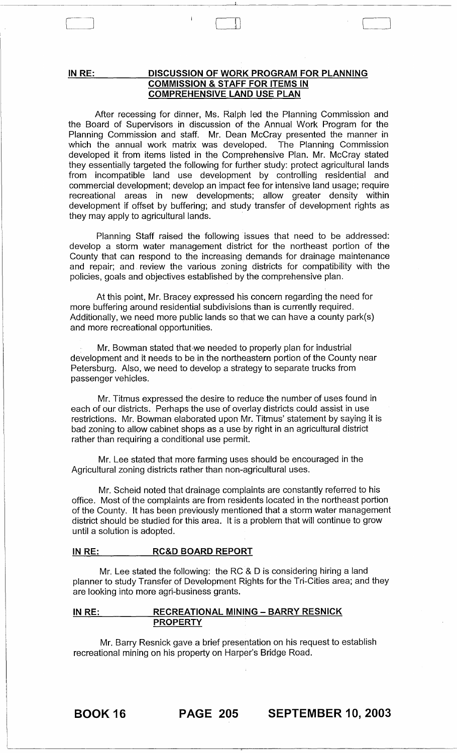**IN RE: DISCUSSION OF WORK PROGRAM FOR PLANNING COMMISSION & STAFF FOR ITEMS IN COMPREHENSIVE LAND USE PLAN**

After recessing for dinner, Ms. Ralph led the Planning Commission and the Board of Supervisors in discussion of the Annual Work Program for the Planning Commission and staff. Mr. Dean McCray presented the manner in which the annual work matrix was developed. The Planning Commission developed it from items listed in the Comprehensive Plan. Mr. McCray stated they essentially targeted the following for further study: protect agricultural lands from incompatible land use development by controlling residential and commercial development; develop an impact fee for intensive land usage; require recreational areas in new developments; allow greater density within development if offset by buffering; and study transfer of development rights as they may apply to agricultural lands.

Planning Staff raised the following issues that need to be addressed: develop a storm water management district for the northeast portion of the County that can respond to the increasing demands for drainage maintenance and repair; and review the various zoning districts for compatibility with the policies, goals and objectives established by the comprehensive plan.

At this point, Mr. Bracey expressed his concern regarding the need for more buffering around residential subdivisions than is currently required. Additionally, we need more public lands so that we can have a county park(s) and more recreational opportunities.

Mr. Bowman stated that we needed to properly plan for industrial development and it needs to be in the northeastern portion of the County near Petersburg. Also, we need to develop a strategy to separate trucks from passenger vehicles.

Mr. Titmus expressed the desire to reduce the number of uses found in each of our districts. Perhaps the use of overlay districts could assist in use restrictions. Mr. Bowman elaborated upon Mr. Titmus' statement by saying it is bad zoning to allow cabinet shops as a use by right in an agricultural district rather than requiring a conditional use permit.

Mr. Lee stated that more farming uses should be encouraged in the Agricultural zoning districts rather than non-agricultural uses.

Mr. Scheid noted that drainage complaints are constantly referred to his office. Most of the complaints are from residents located in the northeast portion of the County. It has been previously mentioned that a storm water management district should be studied for this area. It is a problem that will continue to grow until a solution is adopted.

**IN RE: RC&D BOARD REPORT**

Mr. Lee stated the following: the RC & D is considering hiring a land planner to study Transfer of Development Rights for the Tri-Cities area; and they are looking into more agri-business grants.

**IN RE: RECREATIONAL MINING – BARRY RESNICK PROPERTY**

Mr. Barry Resnick gave a brief presentation on his request to establish recreational mining on his property on Harper's Bridge Road.

**BOOK 16 PAGE 205 SEPTEMBER 10, 2003**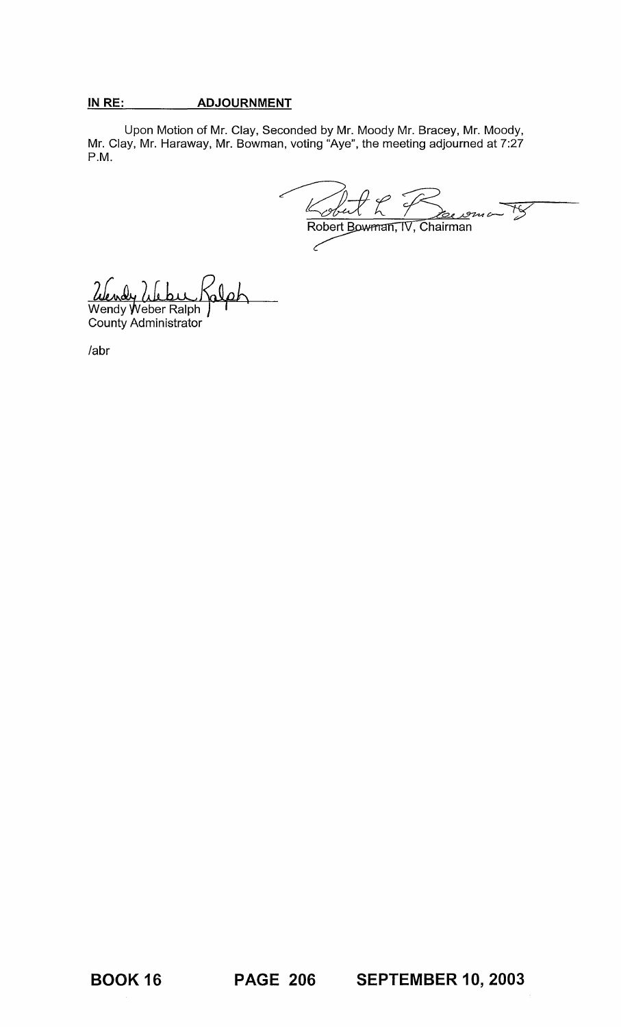**IN RE: ADJOURNMENT**

Upon Motion of Mr. Clay, Seconded by Mr. Moody Mr. Bracey, Mr. Moody, Mr. Clay, Mr. Haraway, Mr. Bowman, voting "Aye", the meeting adjourned at 7:27 P.M.

Robert Bowman, IV, Chairman

Wendy Weber Ralph
County Administrator

/abr